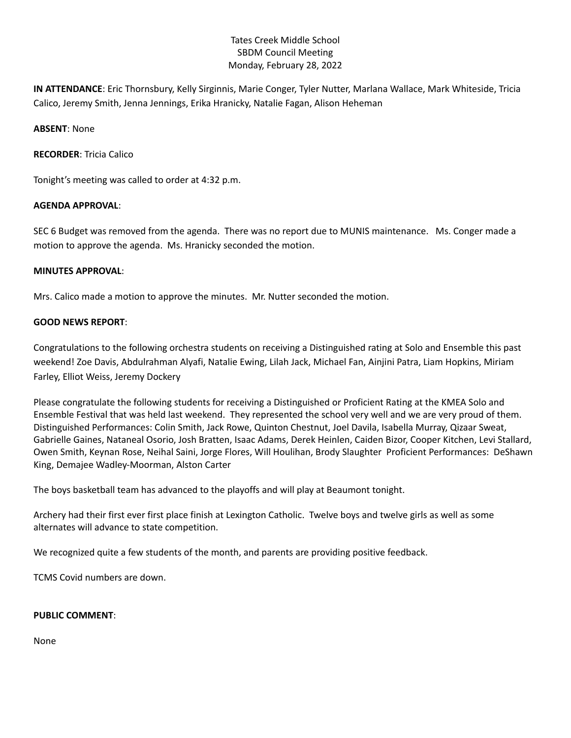Tates Creek Middle School
SBDM Council Meeting
Monday, February 28, 2022

**IN ATTENDANCE**: Eric Thornsbury, Kelly Sirginnis, Marie Conger, Tyler Nutter, Marlana Wallace, Mark Whiteside, Tricia Calico, Jeremy Smith, Jenna Jennings, Erika Hranicky, Natalie Fagan, Alison Heheman

**ABSENT**: None

**RECORDER**: Tricia Calico

Tonight's meeting was called to order at 4:32 p.m.

**AGENDA APPROVAL**:

SEC 6 Budget was removed from the agenda. There was no report due to MUNIS maintenance. Ms. Conger made a motion to approve the agenda. Ms. Hranicky seconded the motion.

**MINUTES APPROVAL**:

Mrs. Calico made a motion to approve the minutes. Mr. Nutter seconded the motion.

**GOOD NEWS REPORT**:

Congratulations to the following orchestra students on receiving a Distinguished rating at Solo and Ensemble this past weekend! Zoe Davis, Abdulrahman Alyafi, Natalie Ewing, Lilah Jack, Michael Fan, Ainjini Patra, Liam Hopkins, Miriam Farley, Elliot Weiss, Jeremy Dockery

Please congratulate the following students for receiving a Distinguished or Proficient Rating at the KMEA Solo and Ensemble Festival that was held last weekend. They represented the school very well and we are very proud of them. Distinguished Performances: Colin Smith, Jack Rowe, Quinton Chestnut, Joel Davila, Isabella Murray, Qizaar Sweat, Gabrielle Gaines, Nataneal Osorio, Josh Bratten, Isaac Adams, Derek Heinlen, Caiden Bizor, Cooper Kitchen, Levi Stallard, Owen Smith, Keynan Rose, Neihal Saini, Jorge Flores, Will Houlihan, Brody Slaughter Proficient Performances: DeShawn King, Demajee Wadley-Moorman, Alston Carter

The boys basketball team has advanced to the playoffs and will play at Beaumont tonight.

Archery had their first ever first place finish at Lexington Catholic. Twelve boys and twelve girls as well as some alternates will advance to state competition.

We recognized quite a few students of the month, and parents are providing positive feedback.

TCMS Covid numbers are down.

**PUBLIC COMMENT**:

None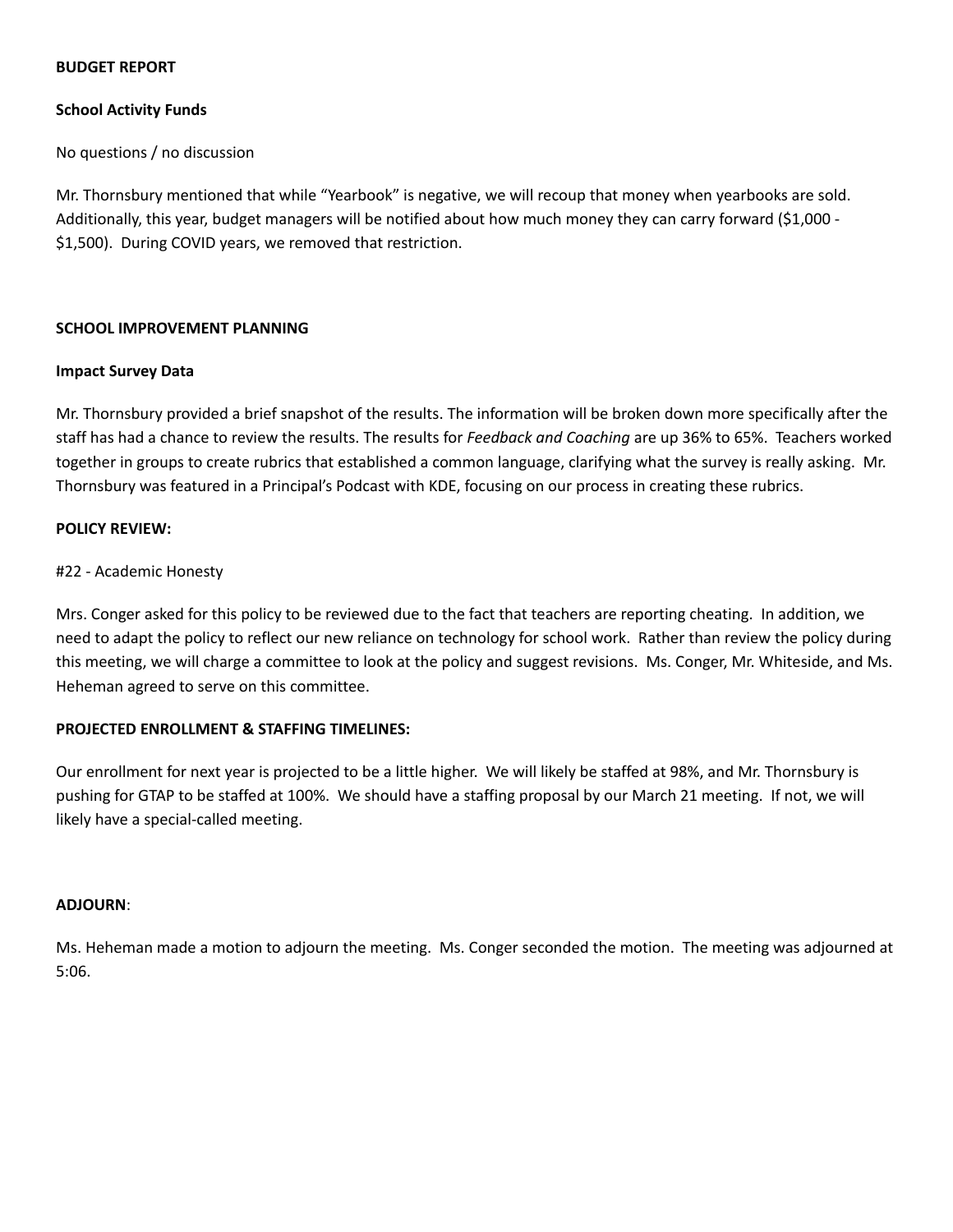**BUDGET REPORT**

**School Activity Funds**

No questions / no discussion

Mr. Thornsbury mentioned that while "Yearbook" is negative, we will recoup that money when yearbooks are sold. Additionally, this year, budget managers will be notified about how much money they can carry forward ($1,000 - $1,500). During COVID years, we removed that restriction.

**SCHOOL IMPROVEMENT PLANNING**

**Impact Survey Data**

Mr. Thornsbury provided a brief snapshot of the results. The information will be broken down more specifically after the staff has had a chance to review the results. The results for *Feedback and Coaching* are up 36% to 65%. Teachers worked together in groups to create rubrics that established a common language, clarifying what the survey is really asking. Mr. Thornsbury was featured in a Principal's Podcast with KDE, focusing on our process in creating these rubrics.

**POLICY REVIEW:**

#22 - Academic Honesty

Mrs. Conger asked for this policy to be reviewed due to the fact that teachers are reporting cheating. In addition, we need to adapt the policy to reflect our new reliance on technology for school work. Rather than review the policy during this meeting, we will charge a committee to look at the policy and suggest revisions. Ms. Conger, Mr. Whiteside, and Ms. Heheman agreed to serve on this committee.

**PROJECTED ENROLLMENT & STAFFING TIMELINES:**

Our enrollment for next year is projected to be a little higher. We will likely be staffed at 98%, and Mr. Thornsbury is pushing for GTAP to be staffed at 100%. We should have a staffing proposal by our March 21 meeting. If not, we will likely have a special-called meeting.

**ADJOURN**:

Ms. Heheman made a motion to adjourn the meeting. Ms. Conger seconded the motion. The meeting was adjourned at 5:06.